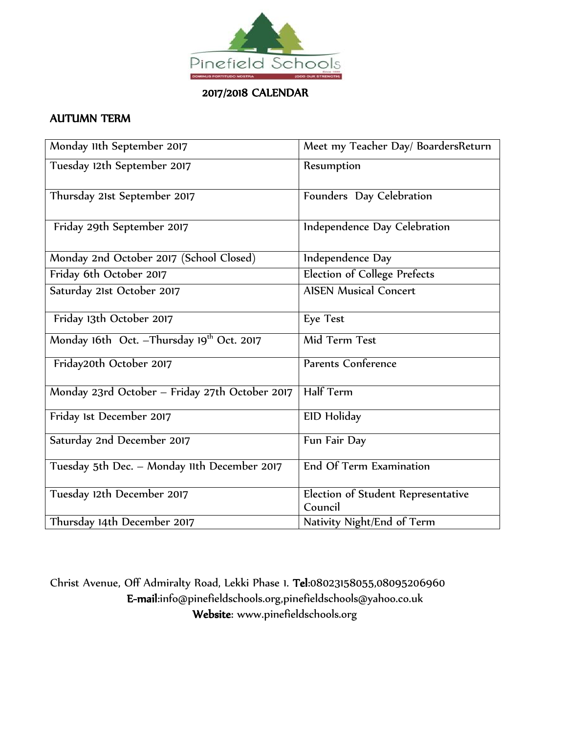Pinefield Schools

DOMINUS FORTITUDO NOSTRA (GOD OUR STRENGTH)

# 2017/2018 CALENDAR

## AUTUMN TERM

| Monday 11th September 2017 | Meet my Teacher Day/ BoardersReturn |
|---|---|
| Tuesday 12th September 2017 | Resumption |
| Thursday 21st September 2017 | Founders Day Celebration |
| Friday 29th September 2017 | Independence Day Celebration |
| Monday 2nd October 2017 (School Closed) | Independence Day |
| Friday 6th October 2017 | Election of College Prefects |
| Saturday 21st October 2017 | AISEN Musical Concert |
| Friday 13th October 2017 | Eye Test |
| Monday 16th Oct. –Thursday 19th Oct. 2017 | Mid Term Test |
| Friday20th October 2017 | Parents Conference |
| Monday 23rd October – Friday 27th October 2017 | Half Term |
| Friday 1st December 2017 | EID Holiday |
| Saturday 2nd December 2017 | Fun Fair Day |
| Tuesday 5th Dec. – Monday 11th December 2017 | End Of Term Examination |
| Tuesday 12th December 2017 | Election of Student Representative Council |
| Thursday 14th December 2017 | Nativity Night/End of Term |

Christ Avenue, Off Admiralty Road, Lekki Phase 1. **Tel**:08023158055,08095206960
**E-mail**:info@pinefieldschools.org,pinefieldschools@yahoo.co.uk
**Website**: www.pinefieldschools.org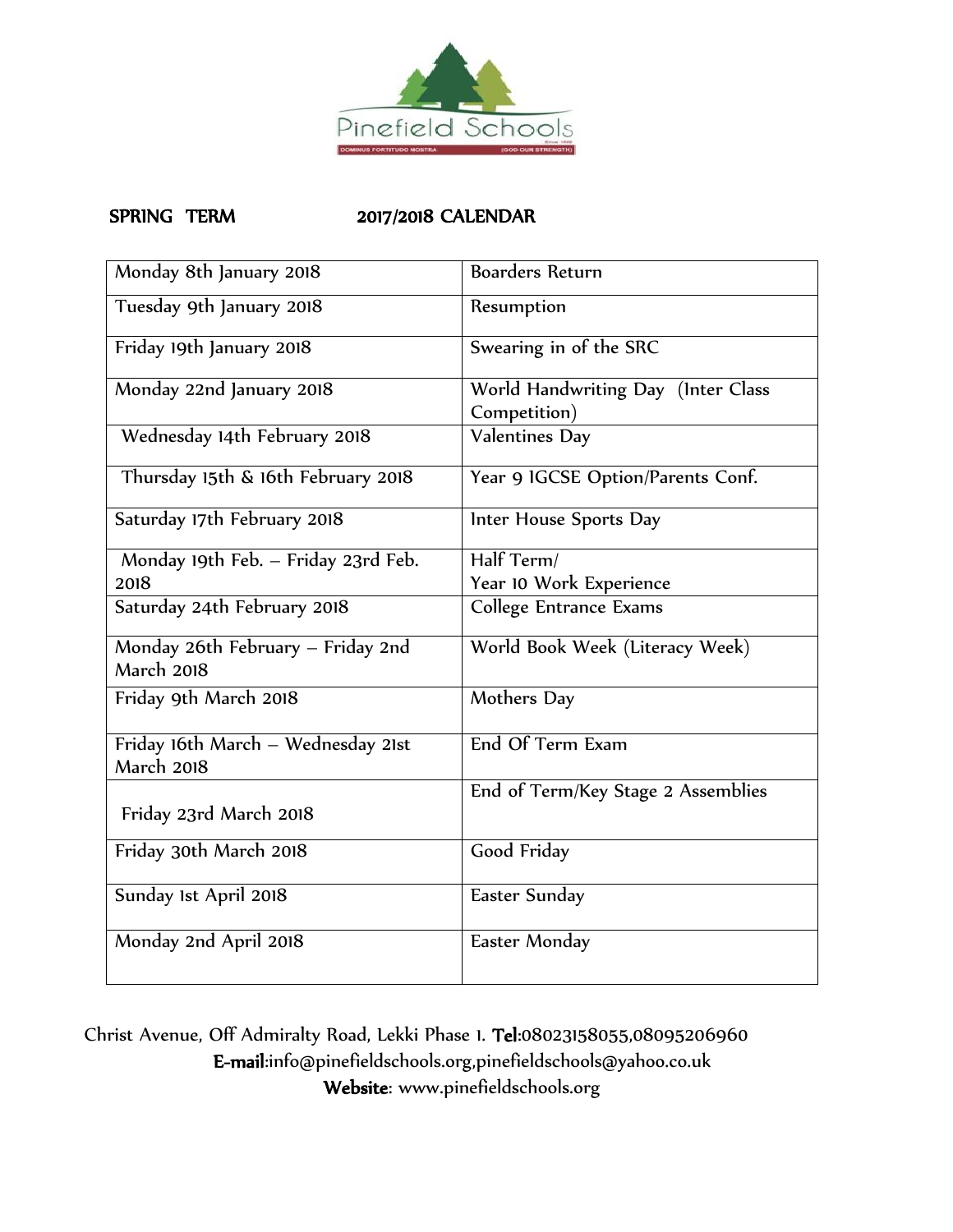Pinefield Schools

DOMINUS FORTITUDO NOSTRA (GOD OUR STRENGTH)

**SPRING TERM 2017/2018 CALENDAR**

| | |
|---|---|
| Monday 8th January 2018 | Boarders Return |
| Tuesday 9th January 2018 | Resumption |
| Friday 19th January 2018 | Swearing in of the SRC |
| Monday 22nd January 2018 | World Handwriting Day (Inter Class Competition) |
| Wednesday 14th February 2018 | Valentines Day |
| Thursday 15th & 16th February 2018 | Year 9 IGCSE Option/Parents Conf. |
| Saturday 17th February 2018 | Inter House Sports Day |
| Monday 19th Feb. – Friday 23rd Feb. 2018 | Half Term/ Year 10 Work Experience |
| Saturday 24th February 2018 | College Entrance Exams |
| Monday 26th February – Friday 2nd March 2018 | World Book Week (Literacy Week) |
| Friday 9th March 2018 | Mothers Day |
| Friday 16th March – Wednesday 21st March 2018 | End Of Term Exam |
| Friday 23rd March 2018 | End of Term/Key Stage 2 Assemblies |
| Friday 30th March 2018 | Good Friday |
| Sunday 1st April 2018 | Easter Sunday |
| Monday 2nd April 2018 | Easter Monday |

Christ Avenue, Off Admiralty Road, Lekki Phase 1. **Tel**:08023158055,08095206960

**E-mail**:info@pinefieldschools.org,pinefieldschools@yahoo.co.uk

**Website**: www.pinefieldschools.org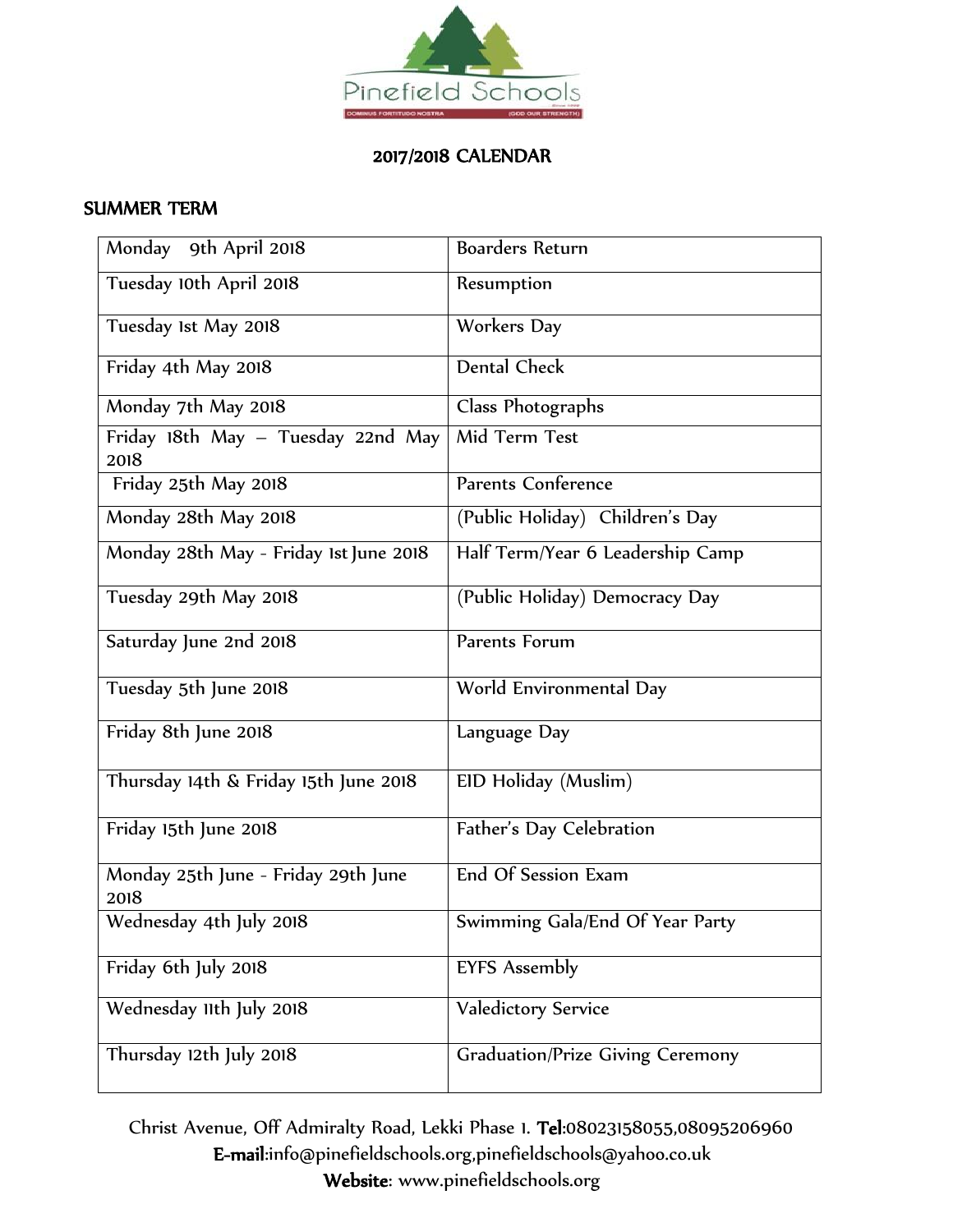Pinefield Schools

DOMINUS FORTITUDO NOSTRA (GOD OUR STRENGTH)

## 2017/2018 CALENDAR

### SUMMER TERM

| | |
|---|---|
| Monday 9th April 2018 | Boarders Return |
| Tuesday 10th April 2018 | Resumption |
| Tuesday 1st May 2018 | Workers Day |
| Friday 4th May 2018 | Dental Check |
| Monday 7th May 2018 | Class Photographs |
| Friday 18th May – Tuesday 22nd May 2018 | Mid Term Test |
| Friday 25th May 2018 | Parents Conference |
| Monday 28th May 2018 | (Public Holiday) Children's Day |
| Monday 28th May - Friday 1st June 2018 | Half Term/Year 6 Leadership Camp |
| Tuesday 29th May 2018 | (Public Holiday) Democracy Day |
| Saturday June 2nd 2018 | Parents Forum |
| Tuesday 5th June 2018 | World Environmental Day |
| Friday 8th June 2018 | Language Day |
| Thursday 14th & Friday 15th June 2018 | EID Holiday (Muslim) |
| Friday 15th June 2018 | Father's Day Celebration |
| Monday 25th June - Friday 29th June 2018 | End Of Session Exam |
| Wednesday 4th July 2018 | Swimming Gala/End Of Year Party |
| Friday 6th July 2018 | EYFS Assembly |
| Wednesday 11th July 2018 | Valedictory Service |
| Thursday 12th July 2018 | Graduation/Prize Giving Ceremony |

Christ Avenue, Off Admiralty Road, Lekki Phase 1. **Tel**:08023158055,08095206960
**E-mail**:info@pinefieldschools.org,pinefieldschools@yahoo.co.uk
**Website**: www.pinefieldschools.org